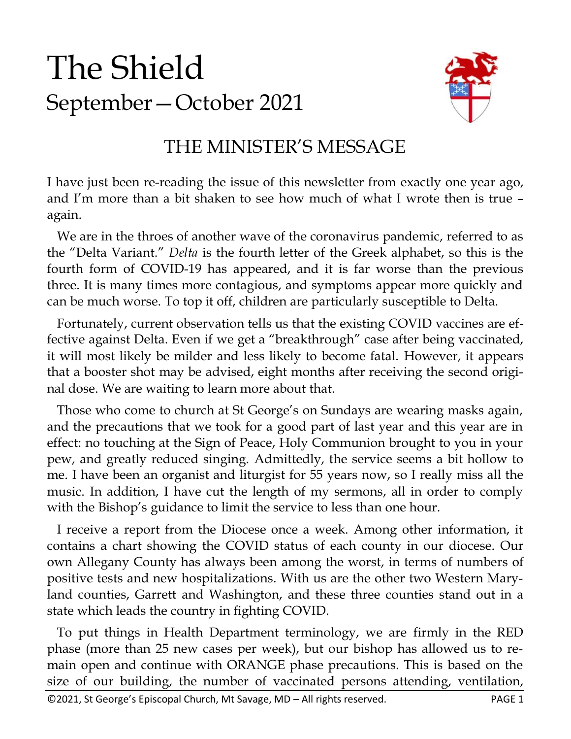# The Shield

## September—October 2021

## THE MINISTER'S MESSAGE

I have just been re-reading the issue of this newsletter from exactly one year ago, and I'm more than a bit shaken to see how much of what I wrote then is true – again.

We are in the throes of another wave of the coronavirus pandemic, referred to as the "Delta Variant." *Delta* is the fourth letter of the Greek alphabet, so this is the fourth form of COVID-19 has appeared, and it is far worse than the previous three. It is many times more contagious, and symptoms appear more quickly and can be much worse. To top it off, children are particularly susceptible to Delta.

Fortunately, current observation tells us that the existing COVID vaccines are effective against Delta. Even if we get a "breakthrough" case after being vaccinated, it will most likely be milder and less likely to become fatal. However, it appears that a booster shot may be advised, eight months after receiving the second original dose. We are waiting to learn more about that.

Those who come to church at St George's on Sundays are wearing masks again, and the precautions that we took for a good part of last year and this year are in effect: no touching at the Sign of Peace, Holy Communion brought to you in your pew, and greatly reduced singing. Admittedly, the service seems a bit hollow to me. I have been an organist and liturgist for 55 years now, so I really miss all the music. In addition, I have cut the length of my sermons, all in order to comply with the Bishop's guidance to limit the service to less than one hour.

I receive a report from the Diocese once a week. Among other information, it contains a chart showing the COVID status of each county in our diocese. Our own Allegany County has always been among the worst, in terms of numbers of positive tests and new hospitalizations. With us are the other two Western Maryland counties, Garrett and Washington, and these three counties stand out in a state which leads the country in fighting COVID.

To put things in Health Department terminology, we are firmly in the RED phase (more than 25 new cases per week), but our bishop has allowed us to remain open and continue with ORANGE phase precautions. This is based on the size of our building, the number of vaccinated persons attending, ventilation,

©2021, St George's Episcopal Church, Mt Savage, MD – All rights reserved.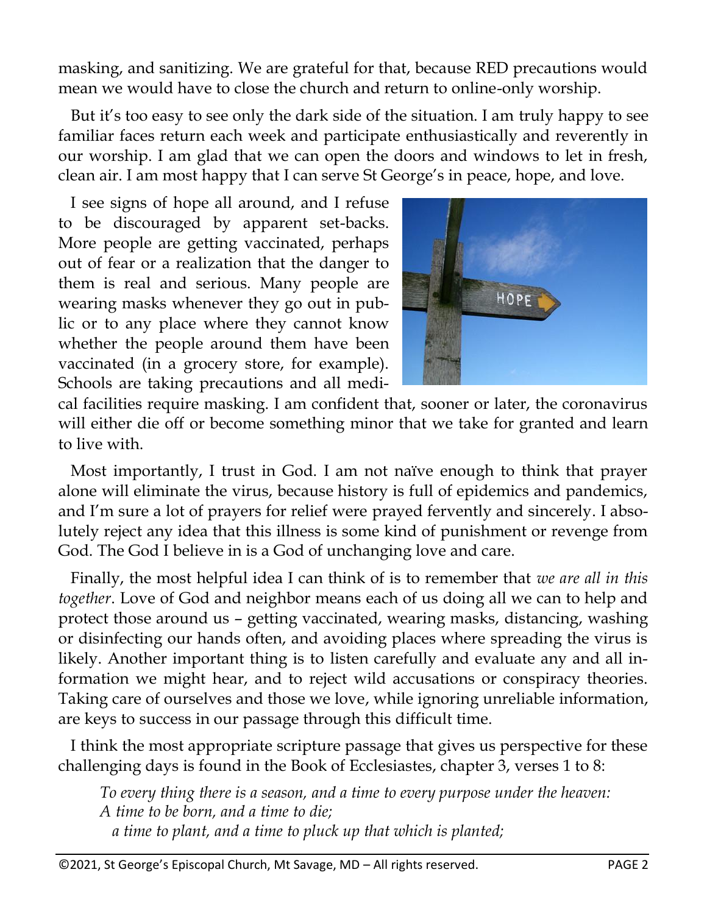masking, and sanitizing. We are grateful for that, because RED precautions would mean we would have to close the church and return to online-only worship.

But it's too easy to see only the dark side of the situation. I am truly happy to see familiar faces return each week and participate enthusiastically and reverently in our worship. I am glad that we can open the doors and windows to let in fresh, clean air. I am most happy that I can serve St George's in peace, hope, and love.

I see signs of hope all around, and I refuse to be discouraged by apparent set-backs. More people are getting vaccinated, perhaps out of fear or a realization that the danger to them is real and serious. Many people are wearing masks whenever they go out in public or to any place where they cannot know whether the people around them have been vaccinated (in a grocery store, for example). Schools are taking precautions and all medical facilities require masking. I am confident that, sooner or later, the coronavirus will either die off or become something minor that we take for granted and learn to live with.

Most importantly, I trust in God. I am not naïve enough to think that prayer alone will eliminate the virus, because history is full of epidemics and pandemics, and I'm sure a lot of prayers for relief were prayed fervently and sincerely. I absolutely reject any idea that this illness is some kind of punishment or revenge from God. The God I believe in is a God of unchanging love and care.

Finally, the most helpful idea I can think of is to remember that *we are all in this together*. Love of God and neighbor means each of us doing all we can to help and protect those around us – getting vaccinated, wearing masks, distancing, washing or disinfecting our hands often, and avoiding places where spreading the virus is likely. Another important thing is to listen carefully and evaluate any and all information we might hear, and to reject wild accusations or conspiracy theories. Taking care of ourselves and those we love, while ignoring unreliable information, are keys to success in our passage through this difficult time.

I think the most appropriate scripture passage that gives us perspective for these challenging days is found in the Book of Ecclesiastes, chapter 3, verses 1 to 8:

> *To every thing there is a season, and a time to every purpose under the heaven:*
> *A time to be born, and a time to die;*
> *a time to plant, and a time to pluck up that which is planted;*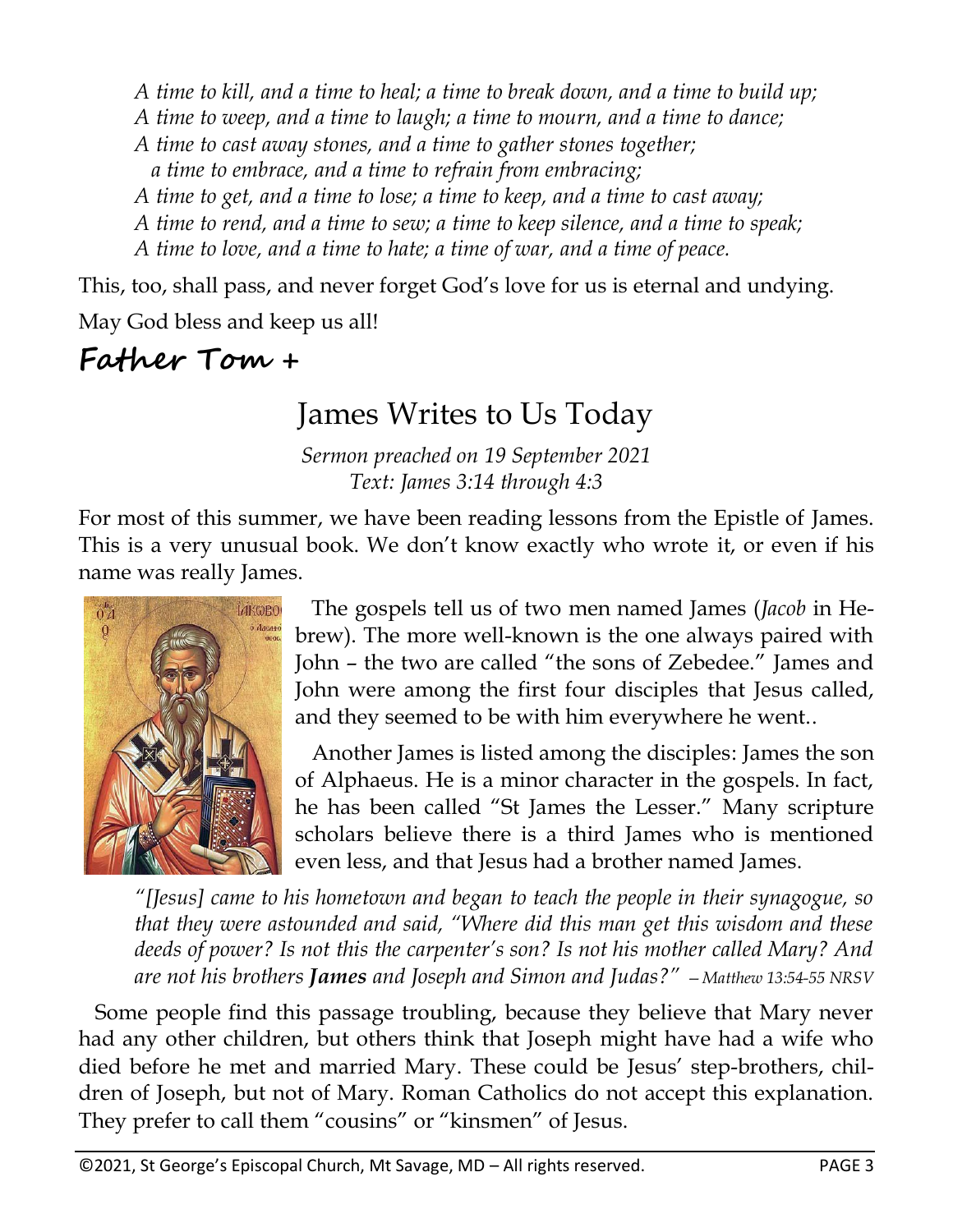*A time to kill, and a time to heal; a time to break down, and a time to build up;*
*A time to weep, and a time to laugh; a time to mourn, and a time to dance;*
*A time to cast away stones, and a time to gather stones together;*
*a time to embrace, and a time to refrain from embracing;*
*A time to get, and a time to lose; a time to keep, and a time to cast away;*
*A time to rend, and a time to sew; a time to keep silence, and a time to speak;*
*A time to love, and a time to hate; a time of war, and a time of peace.*

This, too, shall pass, and never forget God's love for us is eternal and undying.

May God bless and keep us all!

**Father Tom +**

# James Writes to Us Today

*Sermon preached on 19 September 2021*
*Text: James 3:14 through 4:3*

For most of this summer, we have been reading lessons from the Epistle of James. This is a very unusual book. We don't know exactly who wrote it, or even if his name was really James.

The gospels tell us of two men named James (*Jacob* in Hebrew). The more well-known is the one always paired with John – the two are called "the sons of Zebedee." James and John were among the first four disciples that Jesus called, and they seemed to be with him everywhere he went..

Another James is listed among the disciples: James the son of Alphaeus. He is a minor character in the gospels. In fact, he has been called "St James the Lesser." Many scripture scholars believe there is a third James who is mentioned even less, and that Jesus had a brother named James.

*"[Jesus] came to his hometown and began to teach the people in their synagogue, so that they were astounded and said, "Where did this man get this wisdom and these deeds of power? Is not this the carpenter's son? Is not his mother called Mary? And are not his brothers **James** and Joseph and Simon and Judas?"* *– Matthew 13:54-55 NRSV*

Some people find this passage troubling, because they believe that Mary never had any other children, but others think that Joseph might have had a wife who died before he met and married Mary. These could be Jesus' step-brothers, children of Joseph, but not of Mary. Roman Catholics do not accept this explanation. They prefer to call them "cousins" or "kinsmen" of Jesus.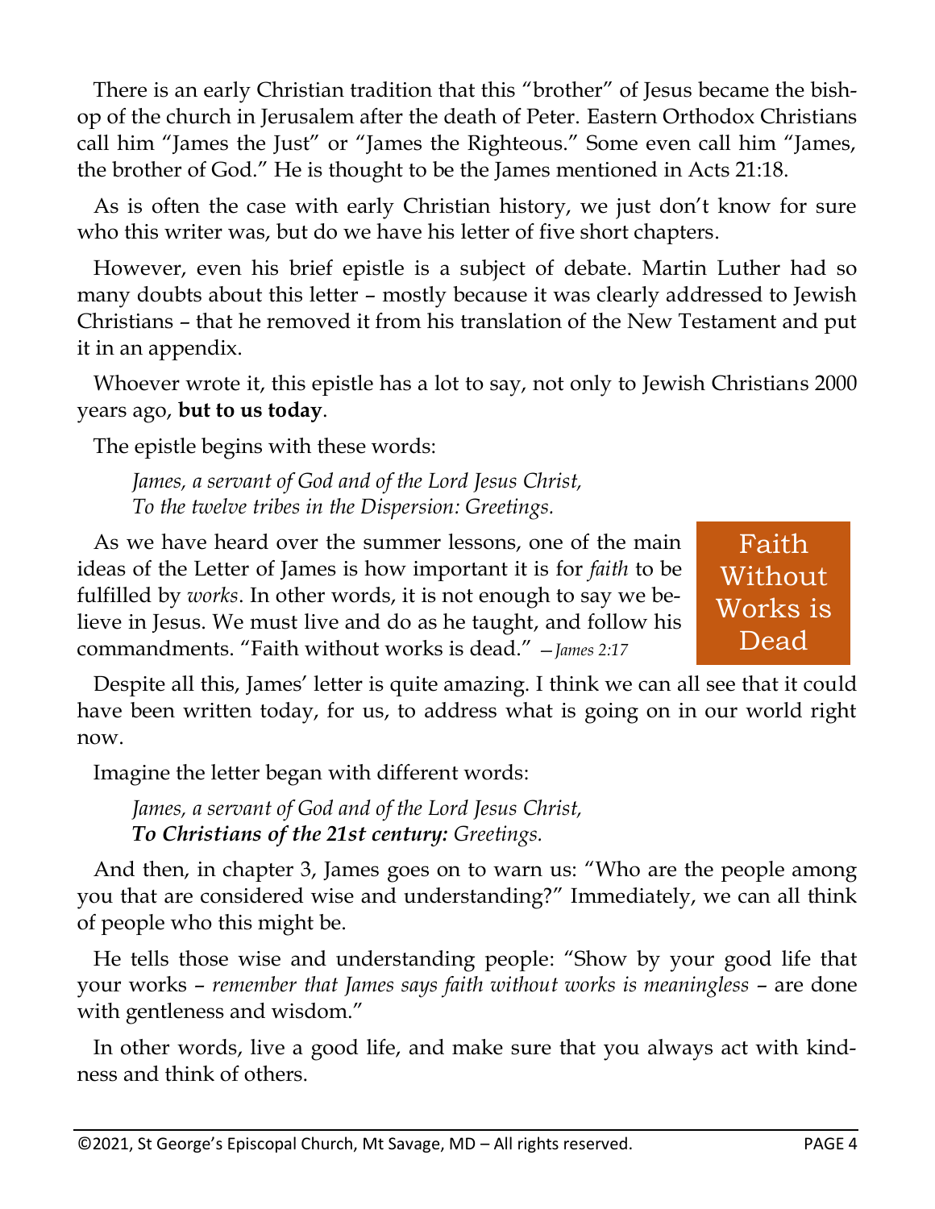There is an early Christian tradition that this “brother” of Jesus became the bishop of the church in Jerusalem after the death of Peter. Eastern Orthodox Christians call him “James the Just” or “James the Righteous.” Some even call him “James, the brother of God.” He is thought to be the James mentioned in Acts 21:18.

As is often the case with early Christian history, we just don’t know for sure who this writer was, but do we have his letter of five short chapters.

However, even his brief epistle is a subject of debate. Martin Luther had so many doubts about this letter – mostly because it was clearly addressed to Jewish Christians – that he removed it from his translation of the New Testament and put it in an appendix.

Whoever wrote it, this epistle has a lot to say, not only to Jewish Christians 2000 years ago, **but to us today**.

The epistle begins with these words:

> *James, a servant of God and of the Lord Jesus Christ,*
> *To the twelve tribes in the Dispersion: Greetings.*

As we have heard over the summer lessons, one of the main ideas of the Letter of James is how important it is for *faith* to be fulfilled by *works*. In other words, it is not enough to say we believe in Jesus. We must live and do as he taught, and follow his commandments. “Faith without works is dead.” —*James 2:17*

> Faith Without Works is Dead

Despite all this, James’ letter is quite amazing. I think we can all see that it could have been written today, for us, to address what is going on in our world right now.

Imagine the letter began with different words:

> *James, a servant of God and of the Lord Jesus Christ,*
> ***To Christians of the 21st century:** Greetings.*

And then, in chapter 3, James goes on to warn us: “Who are the people among you that are considered wise and understanding?” Immediately, we can all think of people who this might be.

He tells those wise and understanding people: “Show by your good life that your works – *remember that James says faith without works is meaningless* – are done with gentleness and wisdom.”

In other words, live a good life, and make sure that you always act with kindness and think of others.

©2021, St George’s Episcopal Church, Mt Savage, MD – All rights reserved.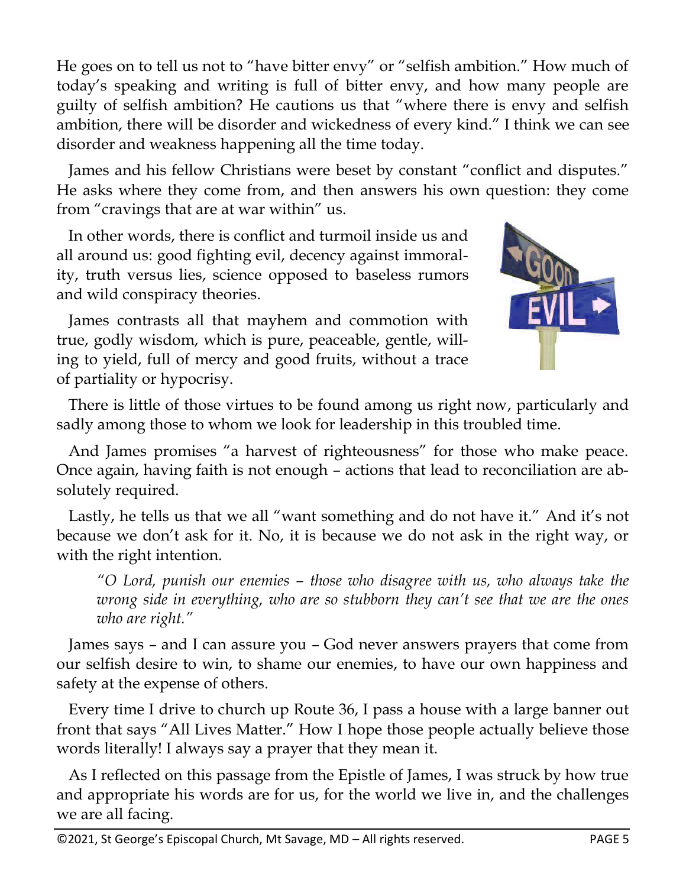He goes on to tell us not to "have bitter envy" or "selfish ambition." How much of today's speaking and writing is full of bitter envy, and how many people are guilty of selfish ambition? He cautions us that "where there is envy and selfish ambition, there will be disorder and wickedness of every kind." I think we can see disorder and weakness happening all the time today.

James and his fellow Christians were beset by constant "conflict and disputes." He asks where they come from, and then answers his own question: they come from "cravings that are at war within" us.

In other words, there is conflict and turmoil inside us and all around us: good fighting evil, decency against immorality, truth versus lies, science opposed to baseless rumors and wild conspiracy theories.

James contrasts all that mayhem and commotion with true, godly wisdom, which is pure, peaceable, gentle, willing to yield, full of mercy and good fruits, without a trace of partiality or hypocrisy.

There is little of those virtues to be found among us right now, particularly and sadly among those to whom we look for leadership in this troubled time.

And James promises "a harvest of righteousness" for those who make peace. Once again, having faith is not enough – actions that lead to reconciliation are absolutely required.

Lastly, he tells us that we all "want something and do not have it." And it's not because we don't ask for it. No, it is because we do not ask in the right way, or with the right intention.

> *"O Lord, punish our enemies – those who disagree with us, who always take the wrong side in everything, who are so stubborn they can't see that we are the ones who are right."*

James says – and I can assure you – God never answers prayers that come from our selfish desire to win, to shame our enemies, to have our own happiness and safety at the expense of others.

Every time I drive to church up Route 36, I pass a house with a large banner out front that says "All Lives Matter." How I hope those people actually believe those words literally! I always say a prayer that they mean it.

As I reflected on this passage from the Epistle of James, I was struck by how true and appropriate his words are for us, for the world we live in, and the challenges we are all facing.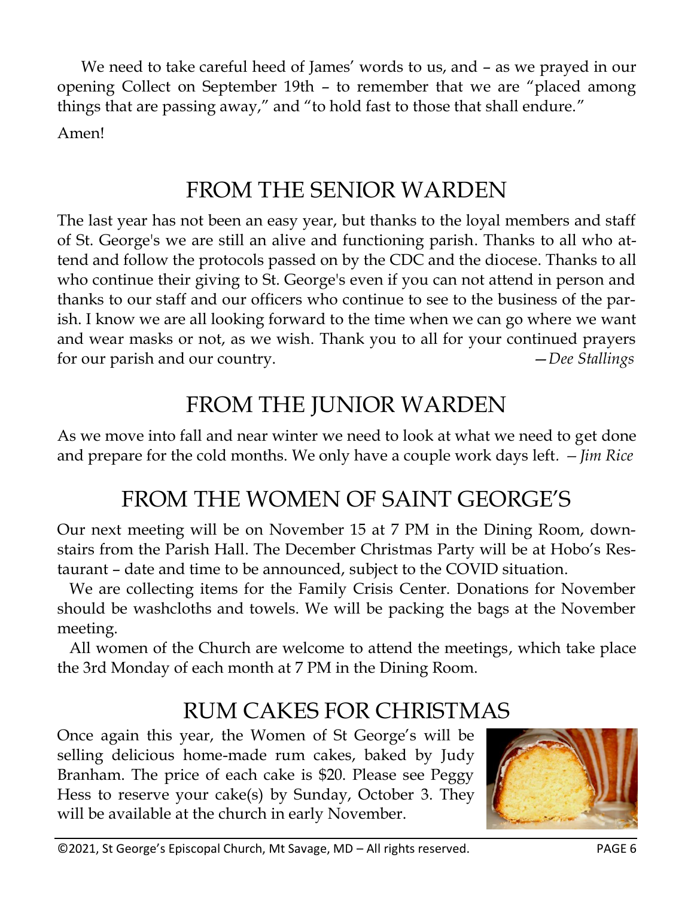We need to take careful heed of James' words to us, and – as we prayed in our opening Collect on September 19th – to remember that we are "placed among things that are passing away," and "to hold fast to those that shall endure."

Amen!

## FROM THE SENIOR WARDEN

The last year has not been an easy year, but thanks to the loyal members and staff of St. George's we are still an alive and functioning parish. Thanks to all who attend and follow the protocols passed on by the CDC and the diocese. Thanks to all who continue their giving to St. George's even if you can not attend in person and thanks to our staff and our officers who continue to see to the business of the parish. I know we are all looking forward to the time when we can go where we want and wear masks or not, as we wish. Thank you to all for your continued prayers for our parish and our country. —*Dee Stallings*

## FROM THE JUNIOR WARDEN

As we move into fall and near winter we need to look at what we need to get done and prepare for the cold months. We only have a couple work days left. – *Jim Rice*

## FROM THE WOMEN OF SAINT GEORGE'S

Our next meeting will be on November 15 at 7 PM in the Dining Room, downstairs from the Parish Hall. The December Christmas Party will be at Hobo's Restaurant – date and time to be announced, subject to the COVID situation.

We are collecting items for the Family Crisis Center. Donations for November should be washcloths and towels. We will be packing the bags at the November meeting.

All women of the Church are welcome to attend the meetings, which take place the 3rd Monday of each month at 7 PM in the Dining Room.

## RUM CAKES FOR CHRISTMAS

Once again this year, the Women of St George's will be selling delicious home-made rum cakes, baked by Judy Branham. The price of each cake is $20. Please see Peggy Hess to reserve your cake(s) by Sunday, October 3. They will be available at the church in early November.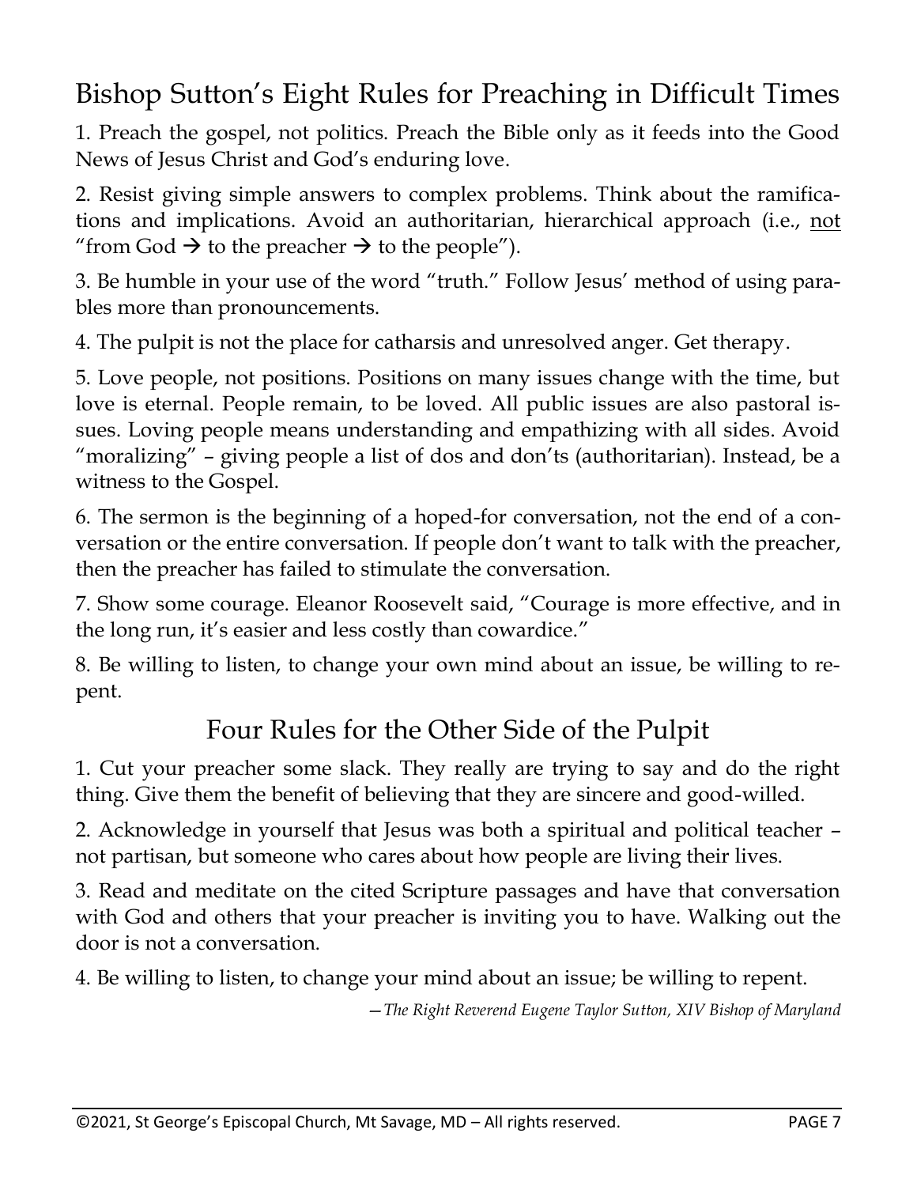# Bishop Sutton's Eight Rules for Preaching in Difficult Times

1. Preach the gospel, not politics. Preach the Bible only as it feeds into the Good News of Jesus Christ and God's enduring love.

2. Resist giving simple answers to complex problems. Think about the ramifications and implications. Avoid an authoritarian, hierarchical approach (i.e., <u>not</u> "from God → to the preacher → to the people").

3. Be humble in your use of the word "truth." Follow Jesus' method of using parables more than pronouncements.

4. The pulpit is not the place for catharsis and unresolved anger. Get therapy.

5. Love people, not positions. Positions on many issues change with the time, but love is eternal. People remain, to be loved. All public issues are also pastoral issues. Loving people means understanding and empathizing with all sides. Avoid "moralizing" – giving people a list of dos and don'ts (authoritarian). Instead, be a witness to the Gospel.

6. The sermon is the beginning of a hoped-for conversation, not the end of a conversation or the entire conversation. If people don't want to talk with the preacher, then the preacher has failed to stimulate the conversation.

7. Show some courage. Eleanor Roosevelt said, "Courage is more effective, and in the long run, it's easier and less costly than cowardice."

8. Be willing to listen, to change your own mind about an issue, be willing to repent.

## Four Rules for the Other Side of the Pulpit

1. Cut your preacher some slack. They really are trying to say and do the right thing. Give them the benefit of believing that they are sincere and good-willed.

2. Acknowledge in yourself that Jesus was both a spiritual and political teacher – not partisan, but someone who cares about how people are living their lives.

3. Read and meditate on the cited Scripture passages and have that conversation with God and others that your preacher is inviting you to have. Walking out the door is not a conversation.

4. Be willing to listen, to change your mind about an issue; be willing to repent.

*—The Right Reverend Eugene Taylor Sutton, XIV Bishop of Maryland*

©2021, St George's Episcopal Church, Mt Savage, MD – All rights reserved.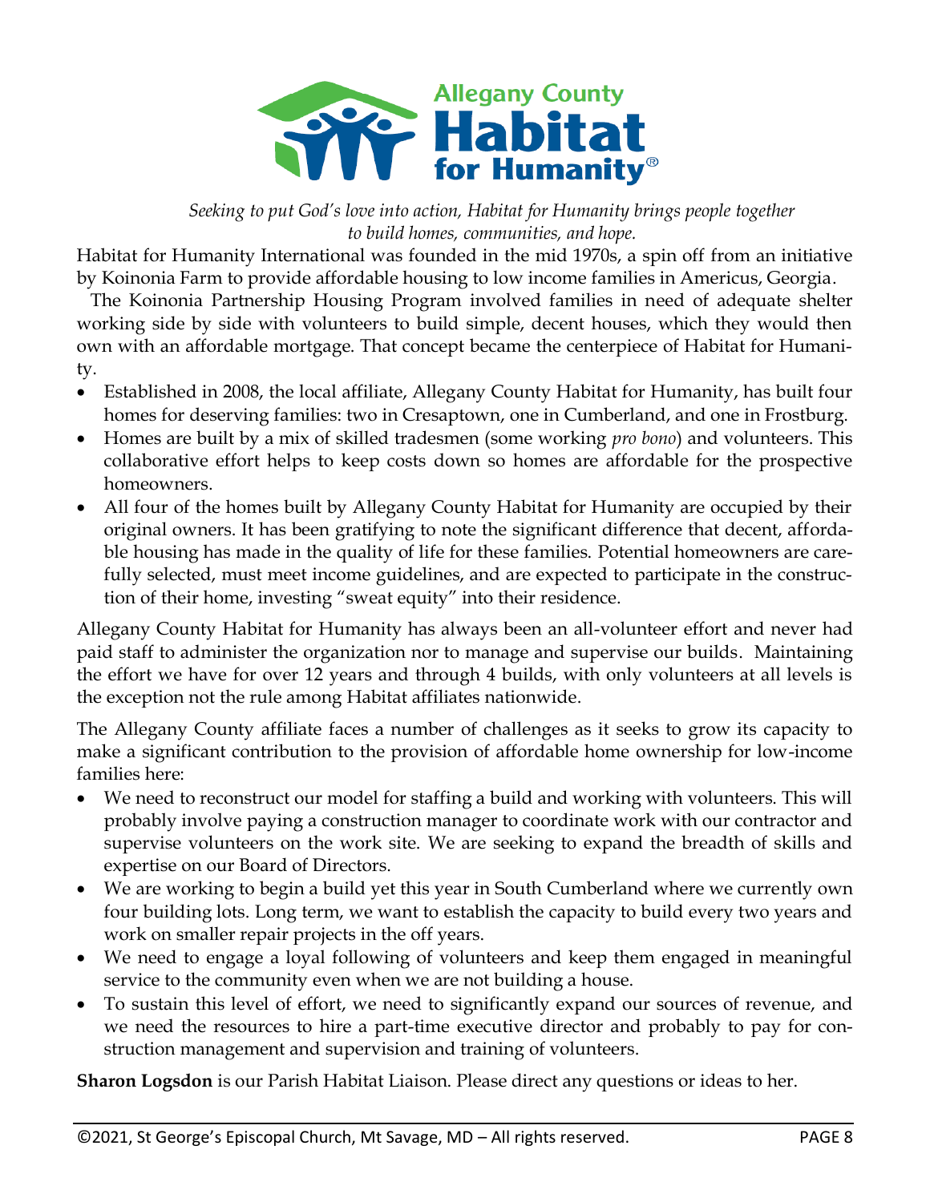# Allegany County Habitat for Humanity®

*Seeking to put God's love into action, Habitat for Humanity brings people together to build homes, communities, and hope.*

Habitat for Humanity International was founded in the mid 1970s, a spin off from an initiative by Koinonia Farm to provide affordable housing to low income families in Americus, Georgia.

The Koinonia Partnership Housing Program involved families in need of adequate shelter working side by side with volunteers to build simple, decent houses, which they would then own with an affordable mortgage. That concept became the centerpiece of Habitat for Humanity.

- Established in 2008, the local affiliate, Allegany County Habitat for Humanity, has built four homes for deserving families: two in Cresaptown, one in Cumberland, and one in Frostburg.
- Homes are built by a mix of skilled tradesmen (some working *pro bono*) and volunteers. This collaborative effort helps to keep costs down so homes are affordable for the prospective homeowners.
- All four of the homes built by Allegany County Habitat for Humanity are occupied by their original owners. It has been gratifying to note the significant difference that decent, affordable housing has made in the quality of life for these families. Potential homeowners are carefully selected, must meet income guidelines, and are expected to participate in the construction of their home, investing "sweat equity" into their residence.

Allegany County Habitat for Humanity has always been an all-volunteer effort and never had paid staff to administer the organization nor to manage and supervise our builds. Maintaining the effort we have for over 12 years and through 4 builds, with only volunteers at all levels is the exception not the rule among Habitat affiliates nationwide.

The Allegany County affiliate faces a number of challenges as it seeks to grow its capacity to make a significant contribution to the provision of affordable home ownership for low-income families here:

- We need to reconstruct our model for staffing a build and working with volunteers. This will probably involve paying a construction manager to coordinate work with our contractor and supervise volunteers on the work site. We are seeking to expand the breadth of skills and expertise on our Board of Directors.
- We are working to begin a build yet this year in South Cumberland where we currently own four building lots. Long term, we want to establish the capacity to build every two years and work on smaller repair projects in the off years.
- We need to engage a loyal following of volunteers and keep them engaged in meaningful service to the community even when we are not building a house.
- To sustain this level of effort, we need to significantly expand our sources of revenue, and we need the resources to hire a part-time executive director and probably to pay for construction management and supervision and training of volunteers.

**Sharon Logsdon** is our Parish Habitat Liaison. Please direct any questions or ideas to her.

©2021, St George's Episcopal Church, Mt Savage, MD – All rights reserved.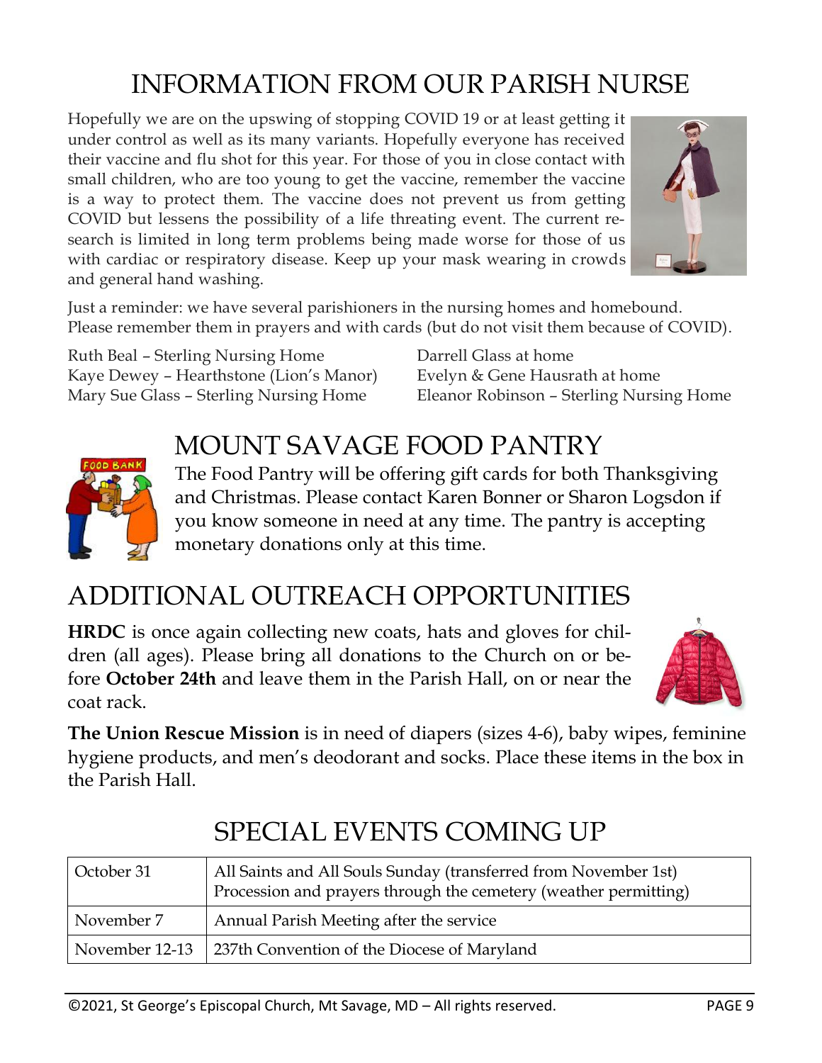# INFORMATION FROM OUR PARISH NURSE

Hopefully we are on the upswing of stopping COVID 19 or at least getting it under control as well as its many variants. Hopefully everyone has received their vaccine and flu shot for this year. For those of you in close contact with small children, who are too young to get the vaccine, remember the vaccine is a way to protect them. The vaccine does not prevent us from getting COVID but lessens the possibility of a life threating event. The current research is limited in long term problems being made worse for those of us with cardiac or respiratory disease. Keep up your mask wearing in crowds and general hand washing.

Just a reminder: we have several parishioners in the nursing homes and homebound. Please remember them in prayers and with cards (but do not visit them because of COVID).

Ruth Beal – Sterling Nursing Home
Kaye Dewey – Hearthstone (Lion's Manor)
Mary Sue Glass – Sterling Nursing Home
Darrell Glass at home
Evelyn & Gene Hausrath at home
Eleanor Robinson – Sterling Nursing Home

# MOUNT SAVAGE FOOD PANTRY

The Food Pantry will be offering gift cards for both Thanksgiving and Christmas. Please contact Karen Bonner or Sharon Logsdon if you know someone in need at any time. The pantry is accepting monetary donations only at this time.

# ADDITIONAL OUTREACH OPPORTUNITIES

**HRDC** is once again collecting new coats, hats and gloves for children (all ages). Please bring all donations to the Church on or before **October 24th** and leave them in the Parish Hall, on or near the coat rack.

**The Union Rescue Mission** is in need of diapers (sizes 4-6), baby wipes, feminine hygiene products, and men's deodorant and socks. Place these items in the box in the Parish Hall.

# SPECIAL EVENTS COMING UP

| Date | Event |
|---|---|
| October 31 | All Saints and All Souls Sunday (transferred from November 1st)<br>Procession and prayers through the cemetery (weather permitting) |
| November 7 | Annual Parish Meeting after the service |
| November 12-13 | 237th Convention of the Diocese of Maryland |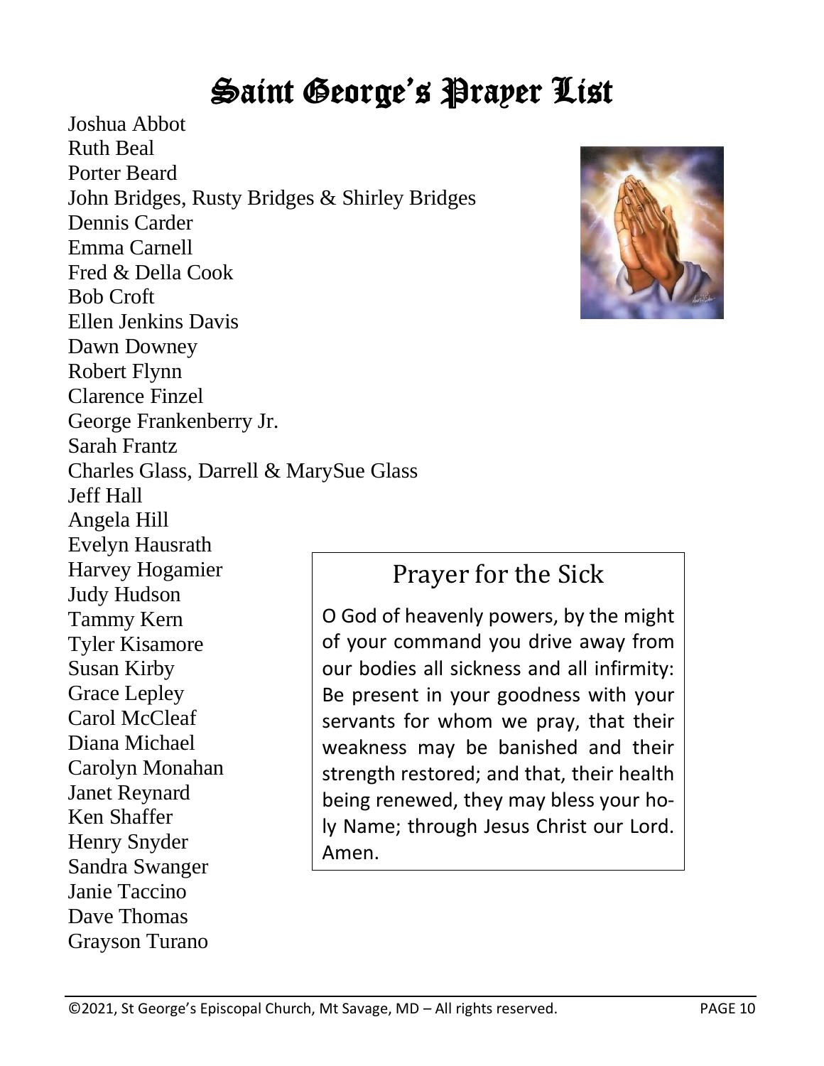# Saint George's Prayer List

Joshua Abbot
Ruth Beal
Porter Beard
John Bridges, Rusty Bridges & Shirley Bridges
Dennis Carder
Emma Carnell
Fred & Della Cook
Bob Croft
Ellen Jenkins Davis
Dawn Downey
Robert Flynn
Clarence Finzel
George Frankenberry Jr.
Sarah Frantz
Charles Glass, Darrell & MarySue Glass
Jeff Hall
Angela Hill
Evelyn Hausrath
Harvey Hogamier
Judy Hudson
Tammy Kern
Tyler Kisamore
Susan Kirby
Grace Lepley
Carol McCleaf
Diana Michael
Carolyn Monahan
Janet Reynard
Ken Shaffer
Henry Snyder
Sandra Swanger
Janie Taccino
Dave Thomas
Grayson Turano

## Prayer for the Sick

O God of heavenly powers, by the might of your command you drive away from our bodies all sickness and all infirmity: Be present in your goodness with your servants for whom we pray, that their weakness may be banished and their strength restored; and that, their health being renewed, they may bless your holy Name; through Jesus Christ our Lord. Amen.

©2021, St George's Episcopal Church, Mt Savage, MD – All rights reserved.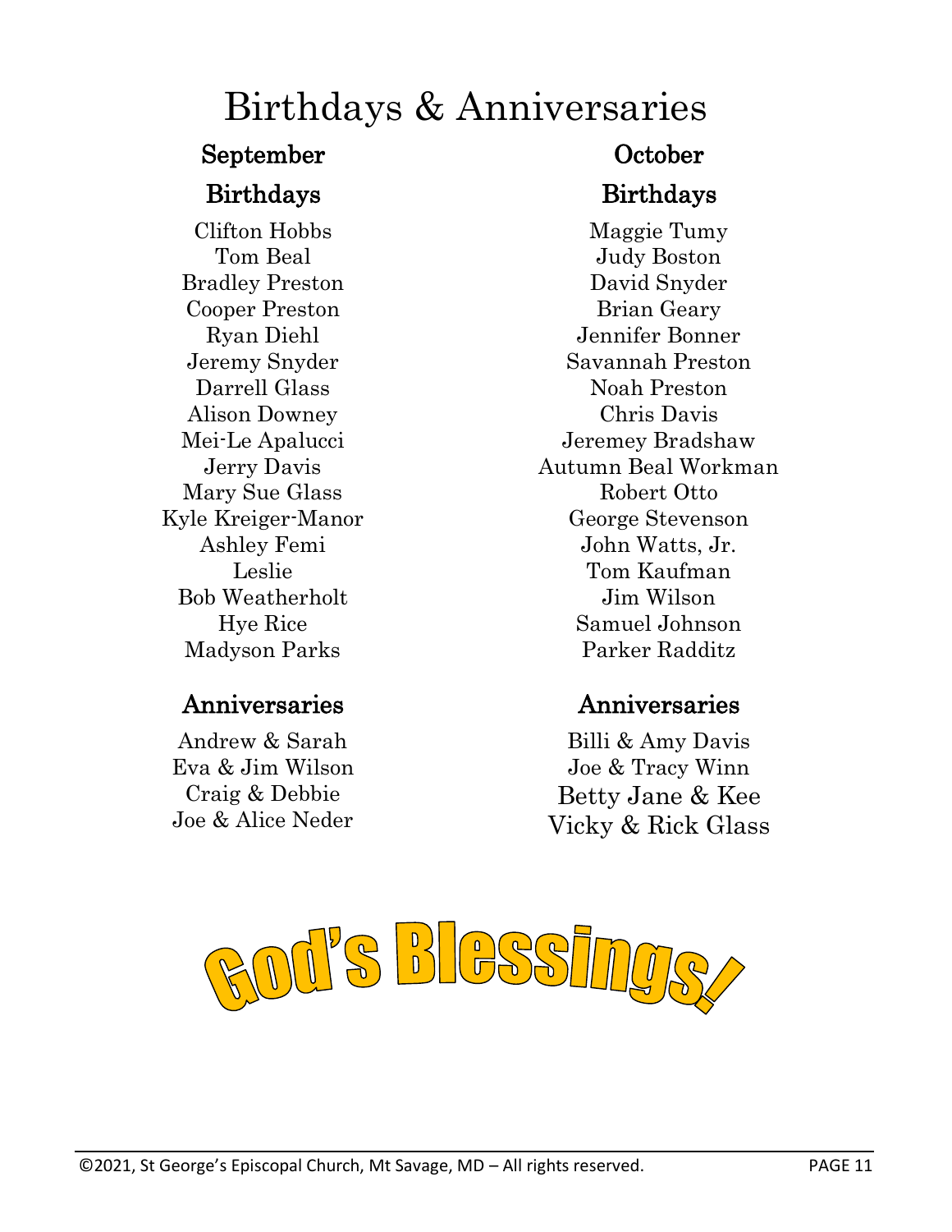# Birthdays & Anniversaries

## September

### Birthdays

Clifton Hobbs
Tom Beal
Bradley Preston
Cooper Preston
Ryan Diehl
Jeremy Snyder
Darrell Glass
Alison Downey
Mei-Le Apalucci
Jerry Davis
Mary Sue Glass
Kyle Kreiger-Manor
Ashley Femi
Leslie
Bob Weatherholt
Hye Rice
Madyson Parks

### Anniversaries

Andrew & Sarah
Eva & Jim Wilson
Craig & Debbie
Joe & Alice Neder

## October

### Birthdays

Maggie Tumy
Judy Boston
David Snyder
Brian Geary
Jennifer Bonner
Savannah Preston
Noah Preston
Chris Davis
Jeremey Bradshaw
Autumn Beal Workman
Robert Otto
George Stevenson
John Watts, Jr.
Tom Kaufman
Jim Wilson
Samuel Johnson
Parker Radditz

### Anniversaries

Billi & Amy Davis
Joe & Tracy Winn
Betty Jane & Kee
Vicky & Rick Glass

**God's Blessings!**

©2021, St George's Episcopal Church, Mt Savage, MD – All rights reserved.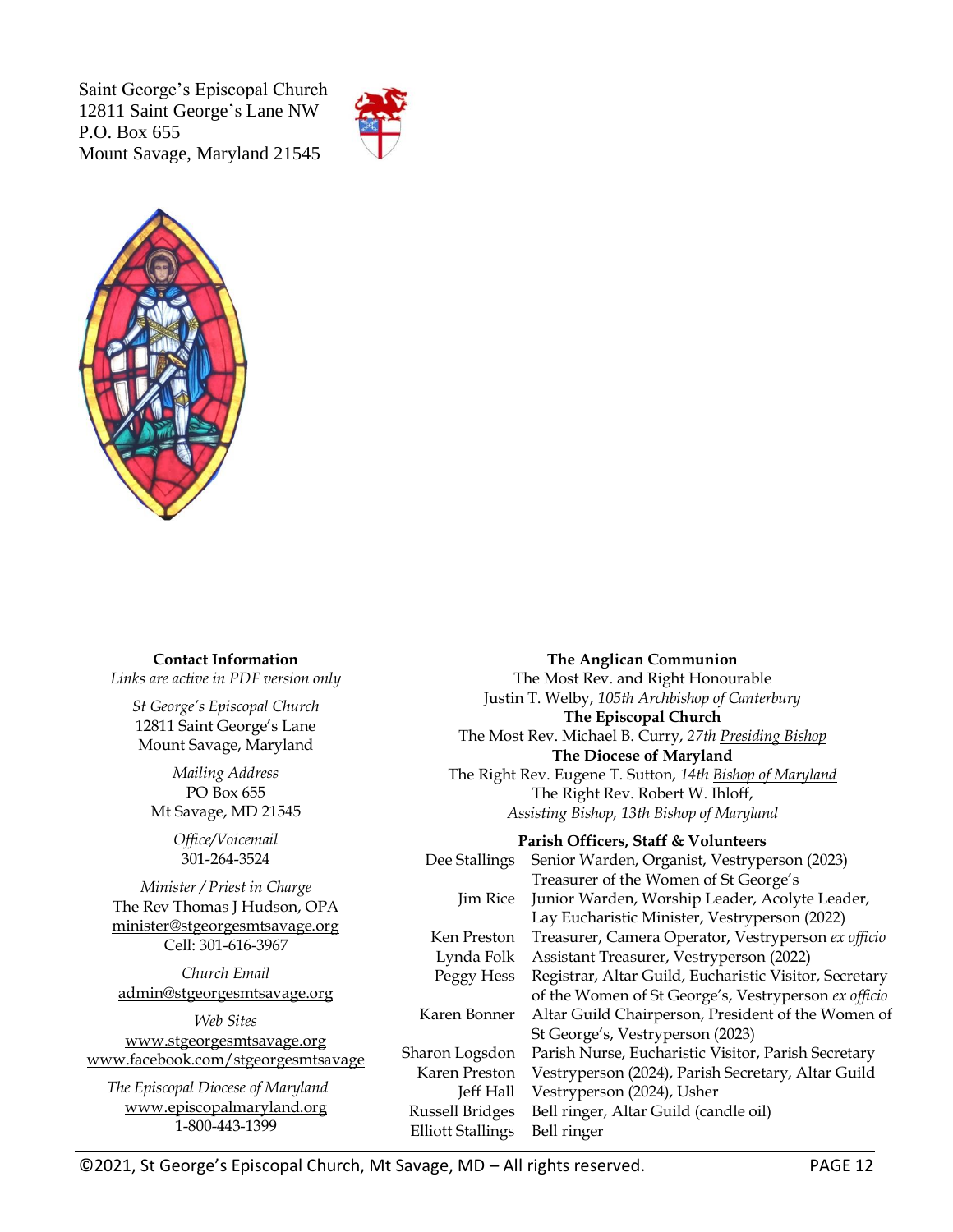Saint George's Episcopal Church
12811 Saint George's Lane NW
P.O. Box 655
Mount Savage, Maryland 21545

**Contact Information**
*Links are active in PDF version only*

*St George's Episcopal Church*
12811 Saint George's Lane
Mount Savage, Maryland

*Mailing Address*
PO Box 655
Mt Savage, MD 21545

*Office/Voicemail*
301-264-3524

*Minister / Priest in Charge*
The Rev Thomas J Hudson, OPA
minister@stgeorgesmtsavage.org
Cell: 301-616-3967

*Church Email*
admin@stgeorgesmtsavage.org

*Web Sites*
www.stgeorgesmtsavage.org
www.facebook.com/stgeorgesmtsavage

*The Episcopal Diocese of Maryland*
www.episcopalmaryland.org
1-800-443-1399

**The Anglican Communion**
The Most Rev. and Right Honourable
Justin T. Welby, *105th Archbishop of Canterbury*

**The Episcopal Church**
The Most Rev. Michael B. Curry, *27th Presiding Bishop*

**The Diocese of Maryland**
The Right Rev. Eugene T. Sutton, *14th Bishop of Maryland*
The Right Rev. Robert W. Ihloff,
*Assisting Bishop, 13th Bishop of Maryland*

**Parish Officers, Staff & Volunteers**

| | |
|---|---|
| Dee Stallings | Senior Warden, Organist, Vestryperson (2023) Treasurer of the Women of St George's |
| Jim Rice | Junior Warden, Worship Leader, Acolyte Leader, Lay Eucharistic Minister, Vestryperson (2022) |
| Ken Preston | Treasurer, Camera Operator, Vestryperson *ex officio* |
| Lynda Folk | Assistant Treasurer, Vestryperson (2022) |
| Peggy Hess | Registrar, Altar Guild, Eucharistic Visitor, Secretary of the Women of St George's, Vestryperson *ex officio* |
| Karen Bonner | Altar Guild Chairperson, President of the Women of St George's, Vestryperson (2023) |
| Sharon Logsdon | Parish Nurse, Eucharistic Visitor, Parish Secretary |
| Karen Preston | Vestryperson (2024), Parish Secretary, Altar Guild |
| Jeff Hall | Vestryperson (2024), Usher |
| Russell Bridges | Bell ringer, Altar Guild (candle oil) |
| Elliott Stallings | Bell ringer |

©2021, St George's Episcopal Church, Mt Savage, MD – All rights reserved.